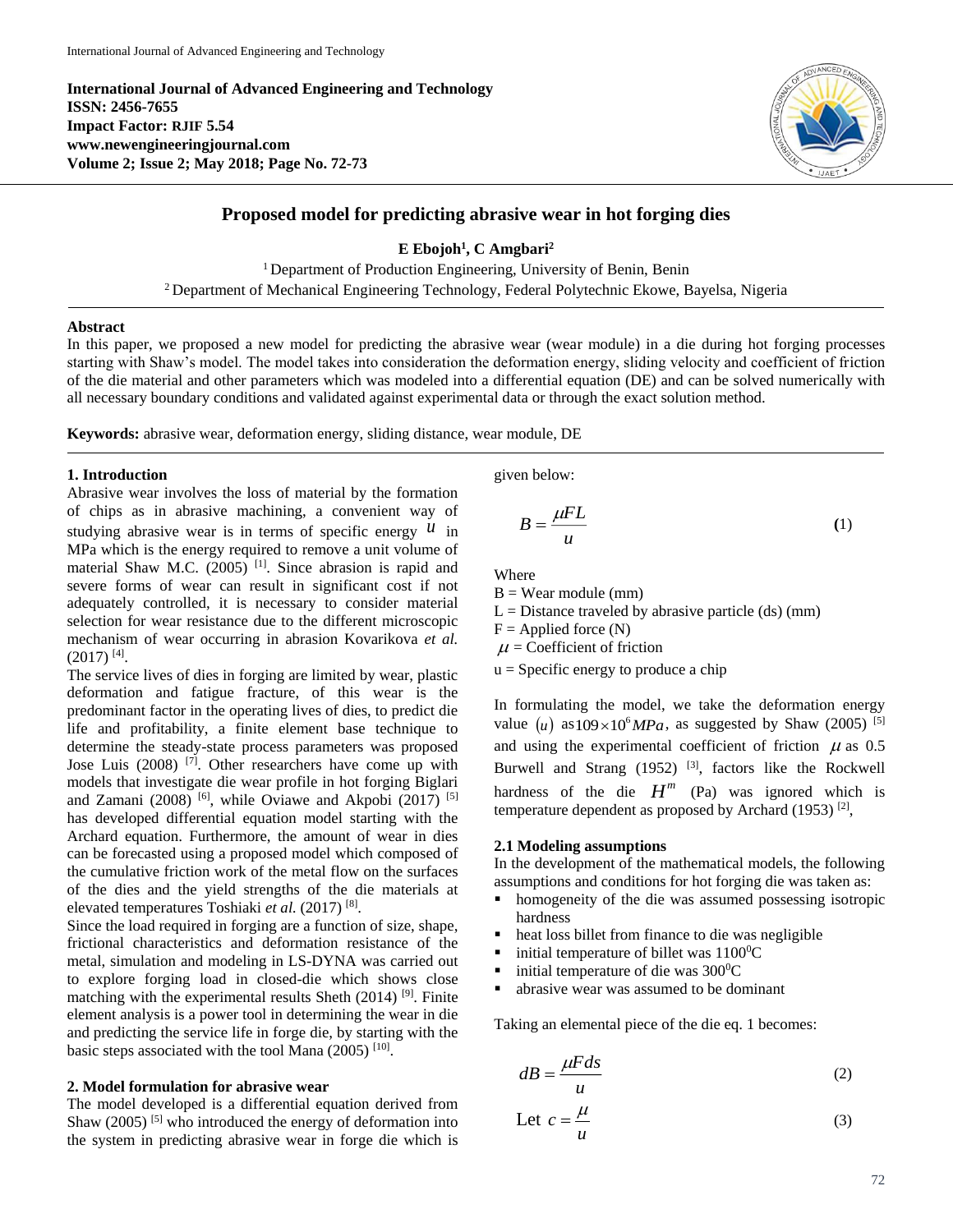# Proposed model for predicting abrasive wear in hot forging dies

**E Ebojoh[1], C Amgbari[2]**

[1] Department of Production Engineering, University of Benin, Benin

[2] Department of Mechanical Engineering Technology, Federal Polytechnic Ekowe, Bayelsa, Nigeria

## Abstract

In this paper, we proposed a new model for predicting the abrasive wear (wear module) in a die during hot forging processes starting with Shaw's model. The model takes into consideration the deformation energy, sliding velocity and coefficient of friction of the die material and other parameters which was modeled into a differential equation (DE) and can be solved numerically with all necessary boundary conditions and validated against experimental data or through the exact solution method.

**Keywords:** abrasive wear, deformation energy, sliding distance, wear module, DE

## 1. Introduction

Abrasive wear involves the loss of material by the formation of chips as in abrasive machining, a convenient way of studying abrasive wear is in terms of specific energy $u$ in MPa which is the energy required to remove a unit volume of material Shaw M.C. (2005) [1]. Since abrasion is rapid and severe forms of wear can result in significant cost if not adequately controlled, it is necessary to consider material selection for wear resistance due to the different microscopic mechanism of wear occurring in abrasion Kovarikova *et al.* (2017) [4].

The service lives of dies in forging are limited by wear, plastic deformation and fatigue fracture, of this wear is the predominant factor in the operating lives of dies, to predict die life and profitability, a finite element base technique to determine the steady-state process parameters was proposed Jose Luis (2008) [7]. Other researchers have come up with models that investigate die wear profile in hot forging Biglari and Zamani (2008) [6], while Oviawe and Akpobi (2017) [5] has developed differential equation model starting with the Archard equation. Furthermore, the amount of wear in dies can be forecasted using a proposed model which composed of the cumulative friction work of the metal flow on the surfaces of the dies and the yield strengths of the die materials at elevated temperatures Toshiaki *et al.* (2017) [8].

Since the load required in forging are a function of size, shape, frictional characteristics and deformation resistance of the metal, simulation and modeling in LS-DYNA was carried out to explore forging load in closed-die which shows close matching with the experimental results Sheth (2014) [9]. Finite element analysis is a power tool in determining the wear in die and predicting the service life in forge die, by starting with the basic steps associated with the tool Mana (2005) [10].

## 2. Model formulation for abrasive wear

The model developed is a differential equation derived from Shaw (2005) [5] who introduced the energy of deformation into the system in predicting abrasive wear in forge die which is given below:

$$B = \frac{\mu F L}{u} \tag{1}$$

Where

B = Wear module (mm)

L = Distance traveled by abrasive particle (ds) (mm)

F = Applied force (N)

$\mu$ = Coefficient of friction

u = Specific energy to produce a chip

In formulating the model, we take the deformation energy value $(u)$ as $109 \times 10^6 MPa$, as suggested by Shaw (2005) [5] and using the experimental coefficient of friction $\mu$ as 0.5 Burwell and Strang (1952) [3], factors like the Rockwell hardness of the die $H^m$ (Pa) was ignored which is temperature dependent as proposed by Archard (1953) [2],

### 2.1 Modeling assumptions

In the development of the mathematical models, the following assumptions and conditions for hot forging die was taken as:

- homogeneity of the die was assumed possessing isotropic hardness
- heat loss billet from finance to die was negligible
- initial temperature of billet was 1100$^0$C
- initial temperature of die was 300$^0$C
- abrasive wear was assumed to be dominant

Taking an elemental piece of the die eq. 1 becomes:

$$dB = \frac{\mu F ds}{u} \tag{2}$$

$$\text{Let } c = \frac{\mu}{u} \tag{3}$$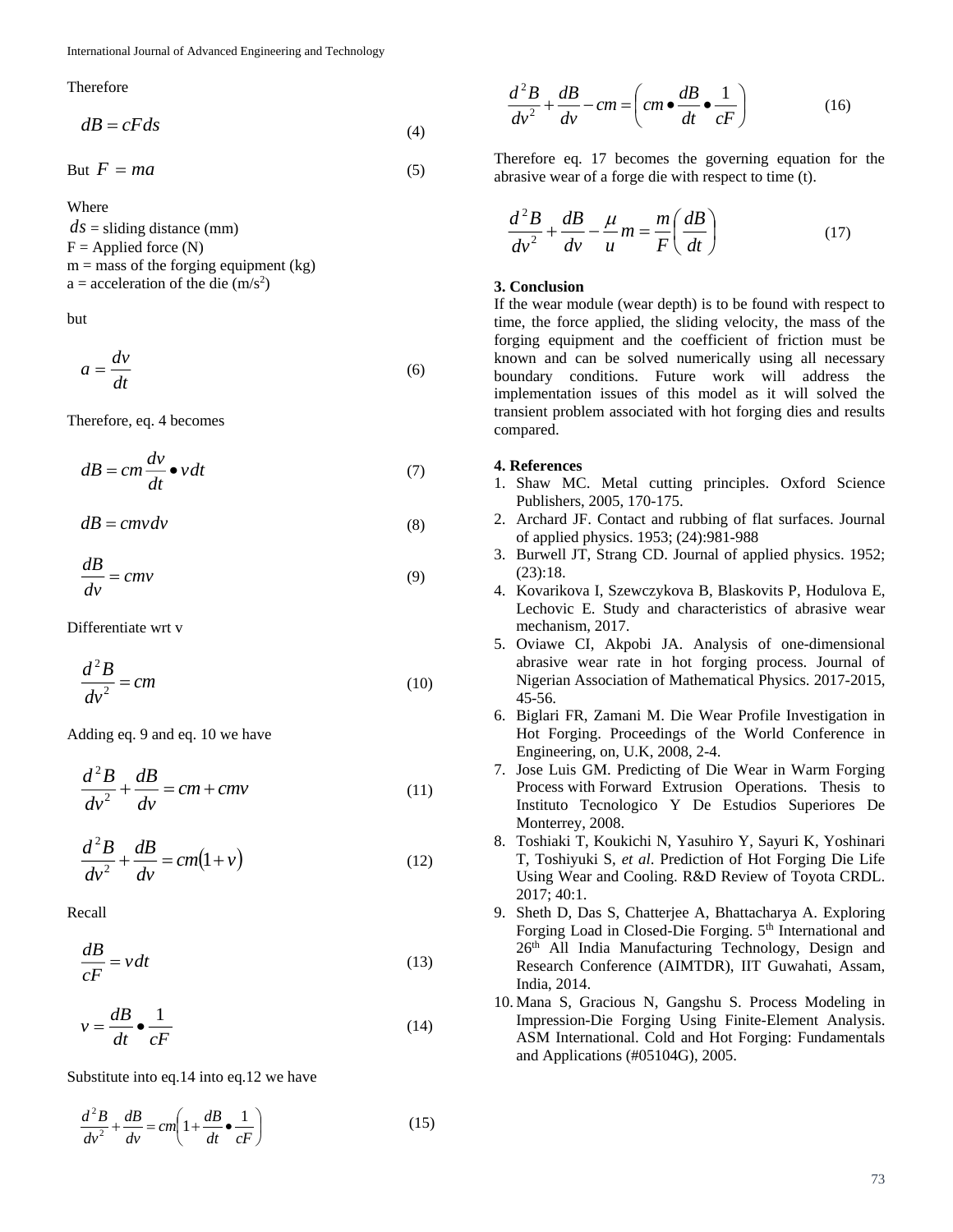Therefore

$$dB = cFds \tag{4}$$

But $F = ma$ (5)

Where
$ds$ = sliding distance (mm)
F = Applied force (N)
m = mass of the forging equipment (kg)
a = acceleration of the die (m/s[2])

but

$$a = \frac{dv}{dt} \tag{6}$$

Therefore, eq. 4 becomes

$$dB = cm\frac{dv}{dt} \bullet vdt \tag{7}$$

$$dB = cmvdv \tag{8}$$

$$\frac{dB}{dv} = cmv \tag{9}$$

Differentiate wrt v

$$\frac{d^2B}{dv^2} = cm \tag{10}$$

Adding eq. 9 and eq. 10 we have

$$\frac{d^2B}{dv^2} + \frac{dB}{dv} = cm + cmv \tag{11}$$

$$\frac{d^2B}{dv^2} + \frac{dB}{dv} = cm(1+v) \tag{12}$$

Recall

$$\frac{dB}{cF} = vdt \tag{13}$$

$$v = \frac{dB}{dt} \bullet \frac{1}{cF} \tag{14}$$

Substitute into eq.14 into eq.12 we have

$$\frac{d^2B}{dv^2} + \frac{dB}{dv} = cm\left(1 + \frac{dB}{dt} \bullet \frac{1}{cF}\right) \tag{15}$$

$$\frac{d^2B}{dv^2} + \frac{dB}{dv} - cm = \left(cm \bullet \frac{dB}{dt} \bullet \frac{1}{cF}\right) \tag{16}$$

Therefore eq. 17 becomes the governing equation for the abrasive wear of a forge die with respect to time (t).

$$\frac{d^2B}{dv^2} + \frac{dB}{dv} - \frac{\mu}{u}m = \frac{m}{F}\left(\frac{dB}{dt}\right) \tag{17}$$

## 3. Conclusion

If the wear module (wear depth) is to be found with respect to time, the force applied, the sliding velocity, the mass of the forging equipment and the coefficient of friction must be known and can be solved numerically using all necessary boundary conditions. Future work will address the implementation issues of this model as it will solved the transient problem associated with hot forging dies and results compared.

## 4. References

1. Shaw MC. Metal cutting principles. Oxford Science Publishers, 2005, 170-175.
2. Archard JF. Contact and rubbing of flat surfaces. Journal of applied physics. 1953; (24):981-988
3. Burwell JT, Strang CD. Journal of applied physics. 1952; (23):18.
4. Kovarikova I, Szewczykova B, Blaskovits P, Hodulova E, Lechovic E. Study and characteristics of abrasive wear mechanism, 2017.
5. Oviawe CI, Akpobi JA. Analysis of one-dimensional abrasive wear rate in hot forging process. Journal of Nigerian Association of Mathematical Physics. 2017-2015, 45-56.
6. Biglari FR, Zamani M. Die Wear Profile Investigation in Hot Forging. Proceedings of the World Conference in Engineering, on, U.K, 2008, 2-4.
7. Jose Luis GM. Predicting of Die Wear in Warm Forging Process with Forward Extrusion Operations. Thesis to Instituto Tecnologico Y De Estudios Superiores De Monterrey, 2008.
8. Toshiaki T, Koukichi N, Yasuhiro Y, Sayuri K, Yoshinari T, Toshiyuki S, *et al*. Prediction of Hot Forging Die Life Using Wear and Cooling. R&D Review of Toyota CRDL. 2017; 40:1.
9. Sheth D, Das S, Chatterjee A, Bhattacharya A. Exploring Forging Load in Closed-Die Forging. 5th International and 26th All India Manufacturing Technology, Design and Research Conference (AIMTDR), IIT Guwahati, Assam, India, 2014.
10. Mana S, Gracious N, Gangshu S. Process Modeling in Impression-Die Forging Using Finite-Element Analysis. ASM International. Cold and Hot Forging: Fundamentals and Applications (#05104G), 2005.